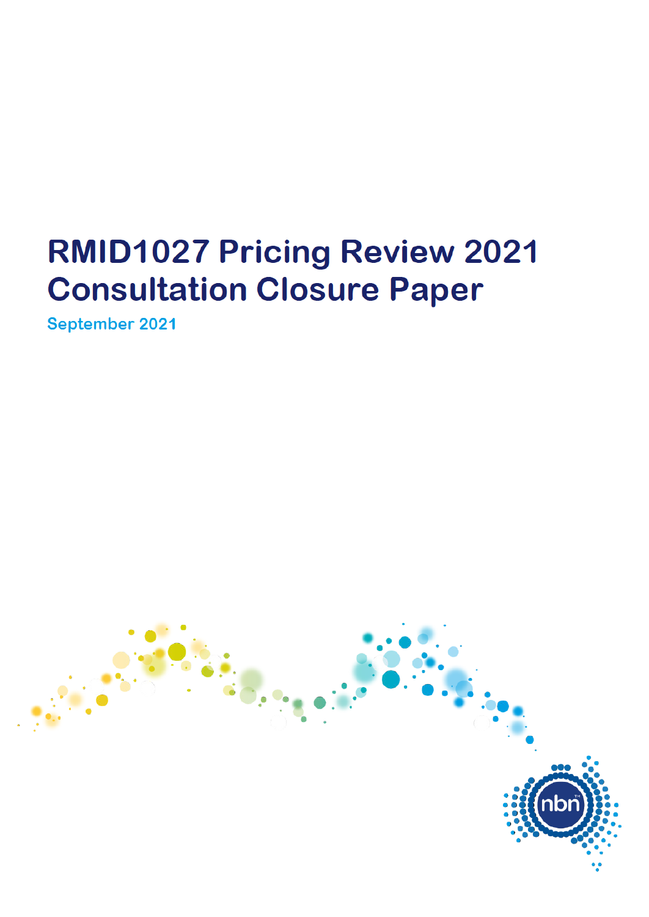# RMID1027 Pricing Review 2021 Consultation Closure Paper

September 2021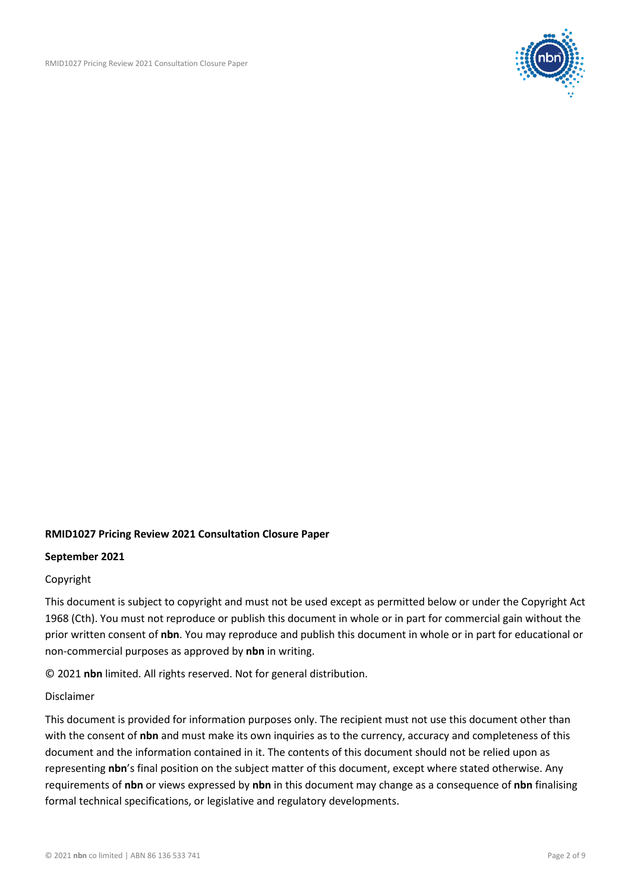**RMID1027 Pricing Review 2021 Consultation Closure Paper**

**September 2021**

Copyright

This document is subject to copyright and must not be used except as permitted below or under the Copyright Act 1968 (Cth). You must not reproduce or publish this document in whole or in part for commercial gain without the prior written consent of **nbn**. You may reproduce and publish this document in whole or in part for educational or non-commercial purposes as approved by **nbn** in writing.

© 2021 **nbn** limited. All rights reserved. Not for general distribution.

Disclaimer

This document is provided for information purposes only. The recipient must not use this document other than with the consent of **nbn** and must make its own inquiries as to the currency, accuracy and completeness of this document and the information contained in it. The contents of this document should not be relied upon as representing **nbn**'s final position on the subject matter of this document, except where stated otherwise. Any requirements of **nbn** or views expressed by **nbn** in this document may change as a consequence of **nbn** finalising formal technical specifications, or legislative and regulatory developments.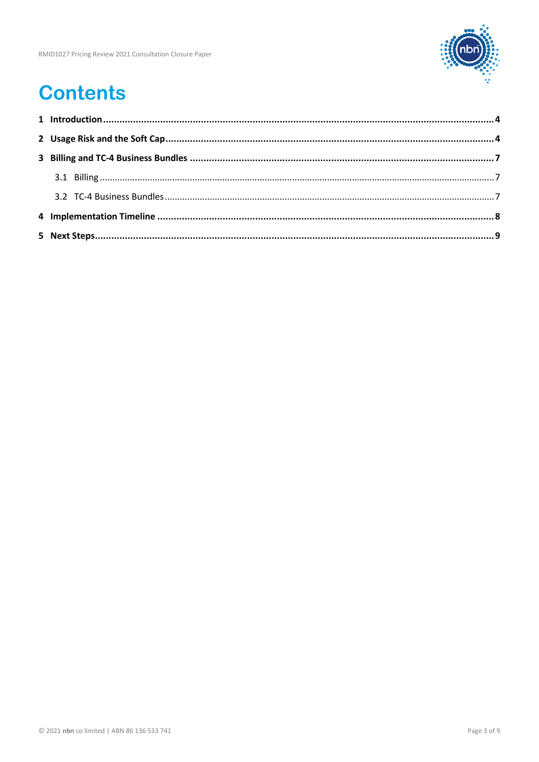# Contents

| | |
|---|---|
| **1 Introduction** | **4** |
| **2 Usage Risk and the Soft Cap** | **4** |
| **3 Billing and TC-4 Business Bundles** | **7** |
| 3.1 Billing | 7 |
| 3.2 TC-4 Business Bundles | 7 |
| **4 Implementation Timeline** | **8** |
| **5 Next Steps** | **9** |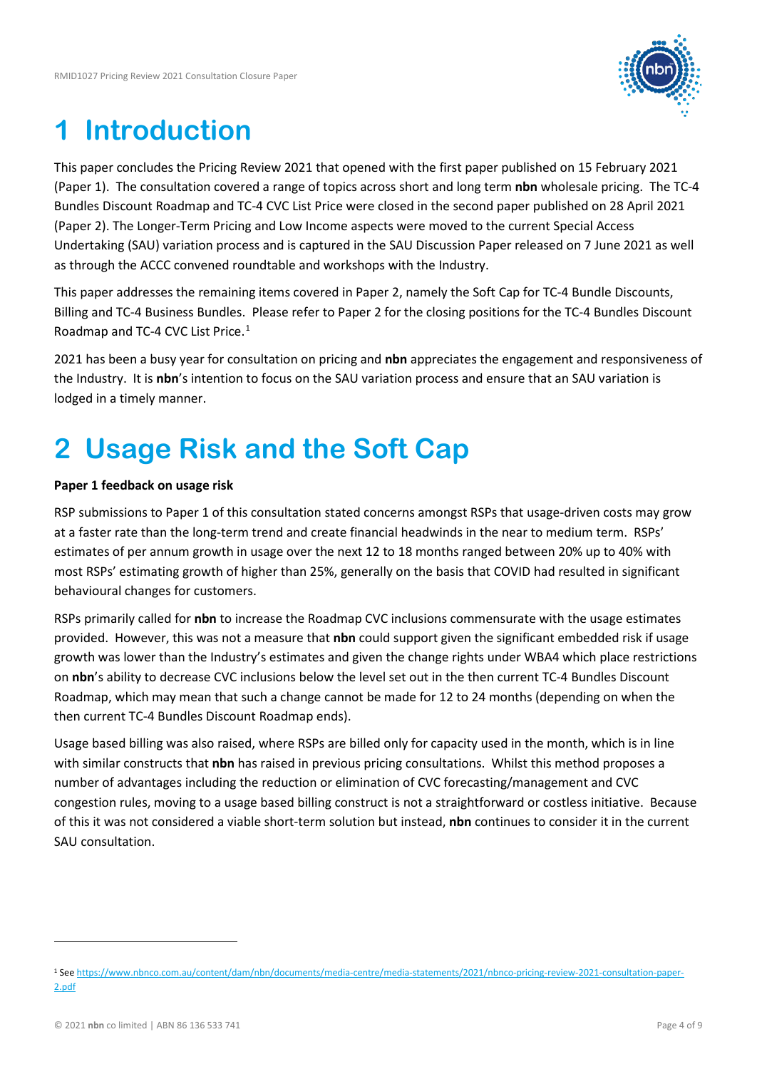# 1 Introduction

This paper concludes the Pricing Review 2021 that opened with the first paper published on 15 February 2021 (Paper 1). The consultation covered a range of topics across short and long term **nbn** wholesale pricing. The TC-4 Bundles Discount Roadmap and TC-4 CVC List Price were closed in the second paper published on 28 April 2021 (Paper 2). The Longer-Term Pricing and Low Income aspects were moved to the current Special Access Undertaking (SAU) variation process and is captured in the SAU Discussion Paper released on 7 June 2021 as well as through the ACCC convened roundtable and workshops with the Industry.

This paper addresses the remaining items covered in Paper 2, namely the Soft Cap for TC-4 Bundle Discounts, Billing and TC-4 Business Bundles. Please refer to Paper 2 for the closing positions for the TC-4 Bundles Discount Roadmap and TC-4 CVC List Price.[1]

2021 has been a busy year for consultation on pricing and **nbn** appreciates the engagement and responsiveness of the Industry. It is **nbn**'s intention to focus on the SAU variation process and ensure that an SAU variation is lodged in a timely manner.

# 2 Usage Risk and the Soft Cap

**Paper 1 feedback on usage risk**

RSP submissions to Paper 1 of this consultation stated concerns amongst RSPs that usage-driven costs may grow at a faster rate than the long-term trend and create financial headwinds in the near to medium term. RSPs' estimates of per annum growth in usage over the next 12 to 18 months ranged between 20% up to 40% with most RSPs' estimating growth of higher than 25%, generally on the basis that COVID had resulted in significant behavioural changes for customers.

RSPs primarily called for **nbn** to increase the Roadmap CVC inclusions commensurate with the usage estimates provided. However, this was not a measure that **nbn** could support given the significant embedded risk if usage growth was lower than the Industry's estimates and given the change rights under WBA4 which place restrictions on **nbn**'s ability to decrease CVC inclusions below the level set out in the then current TC-4 Bundles Discount Roadmap, which may mean that such a change cannot be made for 12 to 24 months (depending on when the then current TC-4 Bundles Discount Roadmap ends).

Usage based billing was also raised, where RSPs are billed only for capacity used in the month, which is in line with similar constructs that **nbn** has raised in previous pricing consultations. Whilst this method proposes a number of advantages including the reduction or elimination of CVC forecasting/management and CVC congestion rules, moving to a usage based billing construct is not a straightforward or costless initiative. Because of this it was not considered a viable short-term solution but instead, **nbn** continues to consider it in the current SAU consultation.

[1] See https://www.nbnco.com.au/content/dam/nbn/documents/media-centre/media-statements/2021/nbnco-pricing-review-2021-consultation-paper-2.pdf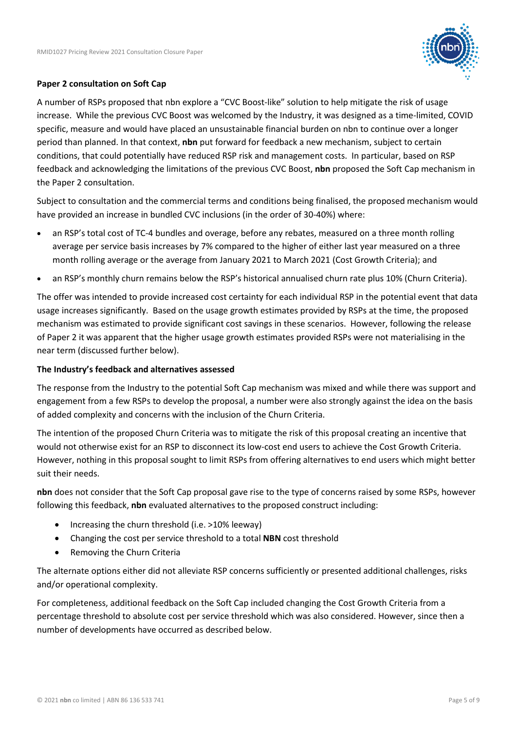**Paper 2 consultation on Soft Cap**

A number of RSPs proposed that nbn explore a "CVC Boost-like" solution to help mitigate the risk of usage increase. While the previous CVC Boost was welcomed by the Industry, it was designed as a time-limited, COVID specific, measure and would have placed an unsustainable financial burden on nbn to continue over a longer period than planned. In that context, **nbn** put forward for feedback a new mechanism, subject to certain conditions, that could potentially have reduced RSP risk and management costs. In particular, based on RSP feedback and acknowledging the limitations of the previous CVC Boost, **nbn** proposed the Soft Cap mechanism in the Paper 2 consultation.

Subject to consultation and the commercial terms and conditions being finalised, the proposed mechanism would have provided an increase in bundled CVC inclusions (in the order of 30-40%) where:

- an RSP's total cost of TC-4 bundles and overage, before any rebates, measured on a three month rolling average per service basis increases by 7% compared to the higher of either last year measured on a three month rolling average or the average from January 2021 to March 2021 (Cost Growth Criteria); and
- an RSP's monthly churn remains below the RSP's historical annualised churn rate plus 10% (Churn Criteria).

The offer was intended to provide increased cost certainty for each individual RSP in the potential event that data usage increases significantly. Based on the usage growth estimates provided by RSPs at the time, the proposed mechanism was estimated to provide significant cost savings in these scenarios. However, following the release of Paper 2 it was apparent that the higher usage growth estimates provided RSPs were not materialising in the near term (discussed further below).

**The Industry's feedback and alternatives assessed**

The response from the Industry to the potential Soft Cap mechanism was mixed and while there was support and engagement from a few RSPs to develop the proposal, a number were also strongly against the idea on the basis of added complexity and concerns with the inclusion of the Churn Criteria.

The intention of the proposed Churn Criteria was to mitigate the risk of this proposal creating an incentive that would not otherwise exist for an RSP to disconnect its low-cost end users to achieve the Cost Growth Criteria. However, nothing in this proposal sought to limit RSPs from offering alternatives to end users which might better suit their needs.

**nbn** does not consider that the Soft Cap proposal gave rise to the type of concerns raised by some RSPs, however following this feedback, **nbn** evaluated alternatives to the proposed construct including:

- Increasing the churn threshold (i.e. >10% leeway)
- Changing the cost per service threshold to a total **NBN** cost threshold
- Removing the Churn Criteria

The alternate options either did not alleviate RSP concerns sufficiently or presented additional challenges, risks and/or operational complexity.

For completeness, additional feedback on the Soft Cap included changing the Cost Growth Criteria from a percentage threshold to absolute cost per service threshold which was also considered. However, since then a number of developments have occurred as described below.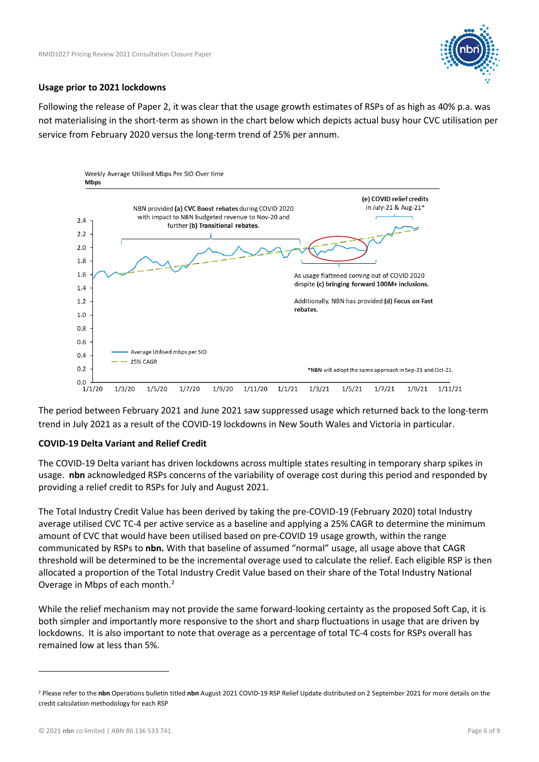### Usage prior to 2021 lockdowns

Following the release of Paper 2, it was clear that the usage growth estimates of RSPs of as high as 40% p.a. was not materialising in the short-term as shown in the chart below which depicts actual busy hour CVC utilisation per service from February 2020 versus the long-term trend of 25% per annum.

Weekly Average Utilised Mbps Per SIO Over time
**Mbps**

NBN provided **(a) CVC Boost rebates** during COVID 2020 with impact to NBN budgeted revenue to Nov-20 and further **(b) Transitional rebates**.

**(e) COVID relief credits** in July-21 & Aug-21*

As usage flattened coming out of COVID 2020 despite **(c) bringing forward 100M+ inclusions.**

Additionally, NBN has provided **(d) Focus on Fast rebates**.

Average Utilised mbps per SIO
25% CAGR

*NBN will adopt the same approach in Sep-21 and Oct-21.

The period between February 2021 and June 2021 saw suppressed usage which returned back to the long-term trend in July 2021 as a result of the COVID-19 lockdowns in New South Wales and Victoria in particular.

### COVID-19 Delta Variant and Relief Credit

The COVID-19 Delta variant has driven lockdowns across multiple states resulting in temporary sharp spikes in usage. **nbn** acknowledged RSPs concerns of the variability of overage cost during this period and responded by providing a relief credit to RSPs for July and August 2021.

The Total Industry Credit Value has been derived by taking the pre-COVID-19 (February 2020) total Industry average utilised CVC TC-4 per active service as a baseline and applying a 25% CAGR to determine the minimum amount of CVC that would have been utilised based on pre-COVID 19 usage growth, within the range communicated by RSPs to **nbn.** With that baseline of assumed "normal" usage, all usage above that CAGR threshold will be determined to be the incremental overage used to calculate the relief. Each eligible RSP is then allocated a proportion of the Total Industry Credit Value based on their share of the Total Industry National Overage in Mbps of each month.[2]

While the relief mechanism may not provide the same forward-looking certainty as the proposed Soft Cap, it is both simpler and importantly more responsive to the short and sharp fluctuations in usage that are driven by lockdowns. It is also important to note that overage as a percentage of total TC-4 costs for RSPs overall has remained low at less than 5%.

---

[2] Please refer to the **nbn** Operations bulletin titled **nbn** August 2021 COVID-19 RSP Relief Update distributed on 2 September 2021 for more details on the credit calculation methodology for each RSP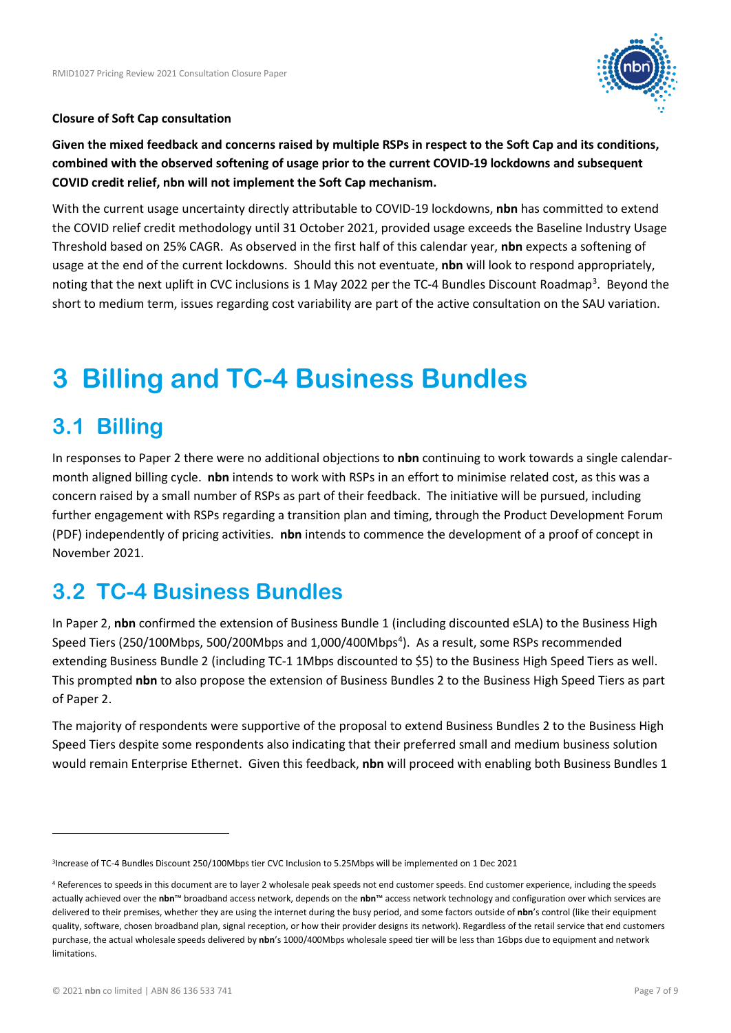**Closure of Soft Cap consultation**

**Given the mixed feedback and concerns raised by multiple RSPs in respect to the Soft Cap and its conditions, combined with the observed softening of usage prior to the current COVID-19 lockdowns and subsequent COVID credit relief, nbn will not implement the Soft Cap mechanism.**

With the current usage uncertainty directly attributable to COVID-19 lockdowns, **nbn** has committed to extend the COVID relief credit methodology until 31 October 2021, provided usage exceeds the Baseline Industry Usage Threshold based on 25% CAGR. As observed in the first half of this calendar year, **nbn** expects a softening of usage at the end of the current lockdowns. Should this not eventuate, **nbn** will look to respond appropriately, noting that the next uplift in CVC inclusions is 1 May 2022 per the TC-4 Bundles Discount Roadmap[3]. Beyond the short to medium term, issues regarding cost variability are part of the active consultation on the SAU variation.

# 3 Billing and TC-4 Business Bundles

## 3.1 Billing

In responses to Paper 2 there were no additional objections to **nbn** continuing to work towards a single calendar-month aligned billing cycle. **nbn** intends to work with RSPs in an effort to minimise related cost, as this was a concern raised by a small number of RSPs as part of their feedback. The initiative will be pursued, including further engagement with RSPs regarding a transition plan and timing, through the Product Development Forum (PDF) independently of pricing activities. **nbn** intends to commence the development of a proof of concept in November 2021.

## 3.2 TC-4 Business Bundles

In Paper 2, **nbn** confirmed the extension of Business Bundle 1 (including discounted eSLA) to the Business High Speed Tiers (250/100Mbps, 500/200Mbps and 1,000/400Mbps[4]). As a result, some RSPs recommended extending Business Bundle 2 (including TC-1 1Mbps discounted to $5) to the Business High Speed Tiers as well. This prompted **nbn** to also propose the extension of Business Bundles 2 to the Business High Speed Tiers as part of Paper 2.

The majority of respondents were supportive of the proposal to extend Business Bundles 2 to the Business High Speed Tiers despite some respondents also indicating that their preferred small and medium business solution would remain Enterprise Ethernet. Given this feedback, **nbn** will proceed with enabling both Business Bundles 1

---

[3] Increase of TC-4 Bundles Discount 250/100Mbps tier CVC Inclusion to 5.25Mbps will be implemented on 1 Dec 2021

[4] References to speeds in this document are to layer 2 wholesale peak speeds not end customer speeds. End customer experience, including the speeds actually achieved over the **nbn**™ broadband access network, depends on the **nbn**™ access network technology and configuration over which services are delivered to their premises, whether they are using the internet during the busy period, and some factors outside of **nbn**'s control (like their equipment quality, software, chosen broadband plan, signal reception, or how their provider designs its network). Regardless of the retail service that end customers purchase, the actual wholesale speeds delivered by **nbn**'s 1000/400Mbps wholesale speed tier will be less than 1Gbps due to equipment and network limitations.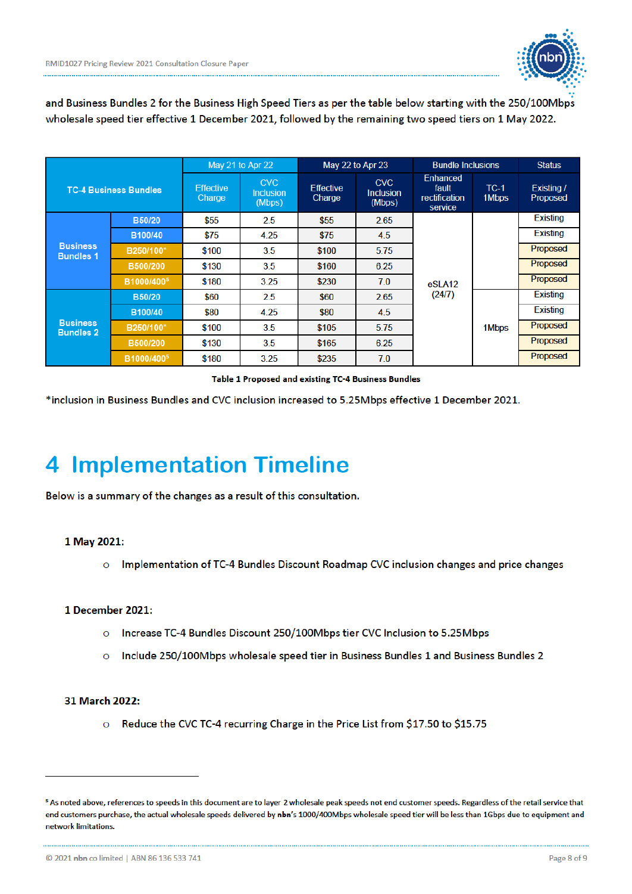and Business Bundles 2 for the Business High Speed Tiers as per the table below starting with the 250/100Mbps wholesale speed tier effective 1 December 2021, followed by the remaining two speed tiers on 1 May 2022.

| TC-4 Business Bundles | | May 21 to Apr 22 | | May 22 to Apr 23 | | Bundle Inclusions | | Status |
|---|---|---|---|---|---|---|---|---|
| | | Effective Charge | CVC Inclusion (Mbps) | Effective Charge | CVC Inclusion (Mbps) | Enhanced fault rectification service | TC-1 1Mbps | Existing / Proposed |
| Business Bundles 1 | B50/20 | $55 | 2.5 | $55 | 2.65 | eSLA12 (24/7) | | Existing |
| | B100/40 | $75 | 4.25 | $75 | 4.5 | | | Existing |
| | B250/100* | $100 | 3.5 | $100 | 5.75 | | | Proposed |
| | B500/200 | $130 | 3.5 | $160 | 6.25 | | | Proposed |
| | B1000/400[5] | $180 | 3.25 | $230 | 7.0 | | | Proposed |
| Business Bundles 2 | B50/20 | $60 | 2.5 | $60 | 2.65 | | 1Mbps | Existing |
| | B100/40 | $80 | 4.25 | $80 | 4.5 | | | Existing |
| | B250/100* | $100 | 3.5 | $105 | 5.75 | | | Proposed |
| | B500/200 | $130 | 3.5 | $165 | 6.25 | | | Proposed |
| | B1000/400[5] | $180 | 3.25 | $235 | 7.0 | | | Proposed |

**Table 1 Proposed and existing TC-4 Business Bundles**

*inclusion in Business Bundles and CVC inclusion increased to 5.25Mbps effective 1 December 2021.

# 4 Implementation Timeline

Below is a summary of the changes as a result of this consultation.

**1 May 2021:**

- Implementation of TC-4 Bundles Discount Roadmap CVC inclusion changes and price changes

**1 December 2021:**

- Increase TC-4 Bundles Discount 250/100Mbps tier CVC Inclusion to 5.25Mbps
- Include 250/100Mbps wholesale speed tier in Business Bundles 1 and Business Bundles 2

**31 March 2022:**

- Reduce the CVC TC-4 recurring Charge in the Price List from $17.50 to $15.75

---

[5] As noted above, references to speeds in this document are to layer 2 wholesale peak speeds not end customer speeds. Regardless of the retail service that end customers purchase, the actual wholesale speeds delivered by **nbn**'s 1000/400Mbps wholesale speed tier will be less than 1Gbps due to equipment and network limitations.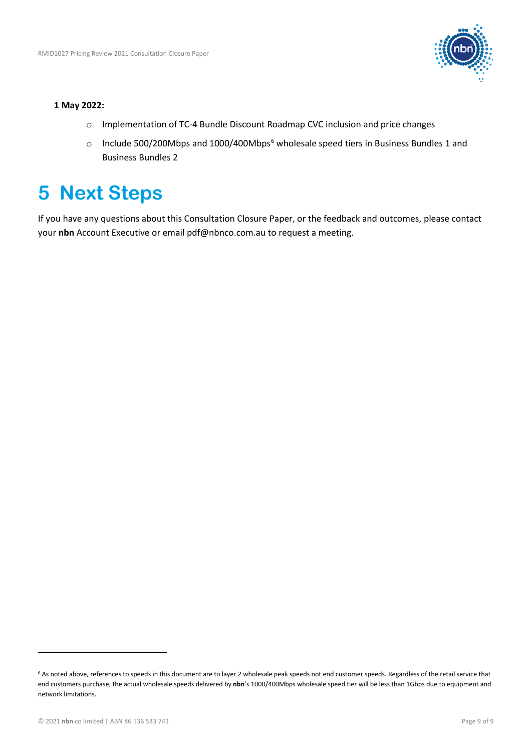**1 May 2022:**

- Implementation of TC-4 Bundle Discount Roadmap CVC inclusion and price changes
- Include 500/200Mbps and 1000/400Mbps[6] wholesale speed tiers in Business Bundles 1 and Business Bundles 2

# 5 Next Steps

If you have any questions about this Consultation Closure Paper, or the feedback and outcomes, please contact your **nbn** Account Executive or email pdf@nbnco.com.au to request a meeting.

---

[6] As noted above, references to speeds in this document are to layer 2 wholesale peak speeds not end customer speeds. Regardless of the retail service that end customers purchase, the actual wholesale speeds delivered by **nbn**'s 1000/400Mbps wholesale speed tier will be less than 1Gbps due to equipment and network limitations.